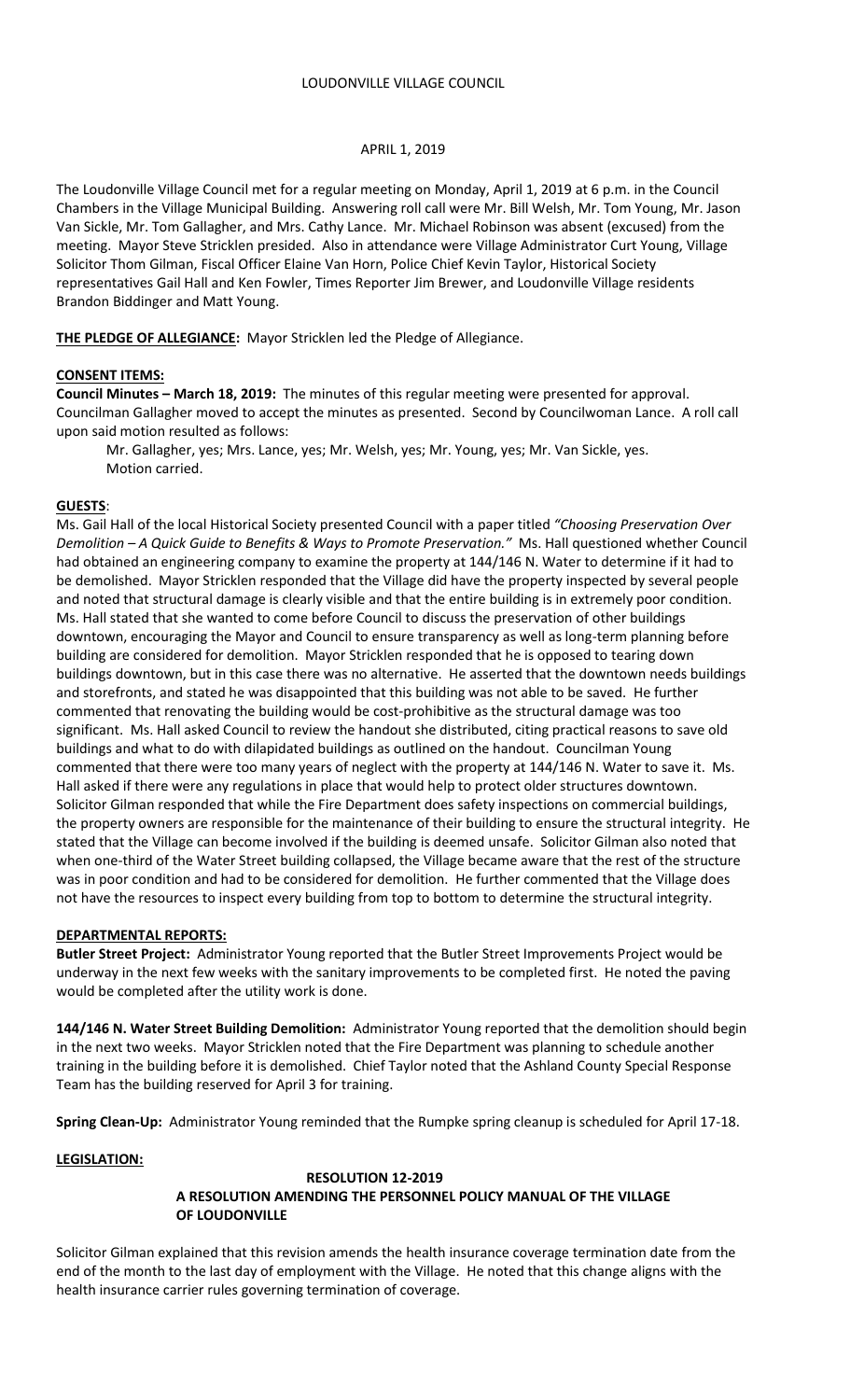# LOUDONVILLE VILLAGE COUNCIL

APRIL 1, 2019

The Loudonville Village Council met for a regular meeting on Monday, April 1, 2019 at 6 p.m. in the Council Chambers in the Village Municipal Building. Answering roll call were Mr. Bill Welsh, Mr. Tom Young, Mr. Jason Van Sickle, Mr. Tom Gallagher, and Mrs. Cathy Lance. Mr. Michael Robinson was absent (excused) from the meeting. Mayor Steve Stricklen presided. Also in attendance were Village Administrator Curt Young, Village Solicitor Thom Gilman, Fiscal Officer Elaine Van Horn, Police Chief Kevin Taylor, Historical Society representatives Gail Hall and Ken Fowler, Times Reporter Jim Brewer, and Loudonville Village residents Brandon Biddinger and Matt Young.

**THE PLEDGE OF ALLEGIANCE:** Mayor Stricklen led the Pledge of Allegiance.

**CONSENT ITEMS:**

**Council Minutes – March 18, 2019:** The minutes of this regular meeting were presented for approval. Councilman Gallagher moved to accept the minutes as presented. Second by Councilwoman Lance. A roll call upon said motion resulted as follows:

Mr. Gallagher, yes; Mrs. Lance, yes; Mr. Welsh, yes; Mr. Young, yes; Mr. Van Sickle, yes.
Motion carried.

**GUESTS:**

Ms. Gail Hall of the local Historical Society presented Council with a paper titled *"Choosing Preservation Over Demolition – A Quick Guide to Benefits & Ways to Promote Preservation."* Ms. Hall questioned whether Council had obtained an engineering company to examine the property at 144/146 N. Water to determine if it had to be demolished. Mayor Stricklen responded that the Village did have the property inspected by several people and noted that structural damage is clearly visible and that the entire building is in extremely poor condition. Ms. Hall stated that she wanted to come before Council to discuss the preservation of other buildings downtown, encouraging the Mayor and Council to ensure transparency as well as long-term planning before building are considered for demolition. Mayor Stricklen responded that he is opposed to tearing down buildings downtown, but in this case there was no alternative. He asserted that the downtown needs buildings and storefronts, and stated he was disappointed that this building was not able to be saved. He further commented that renovating the building would be cost-prohibitive as the structural damage was too significant. Ms. Hall asked Council to review the handout she distributed, citing practical reasons to save old buildings and what to do with dilapidated buildings as outlined on the handout. Councilman Young commented that there were too many years of neglect with the property at 144/146 N. Water to save it. Ms. Hall asked if there were any regulations in place that would help to protect older structures downtown. Solicitor Gilman responded that while the Fire Department does safety inspections on commercial buildings, the property owners are responsible for the maintenance of their building to ensure the structural integrity. He stated that the Village can become involved if the building is deemed unsafe. Solicitor Gilman also noted that when one-third of the Water Street building collapsed, the Village became aware that the rest of the structure was in poor condition and had to be considered for demolition. He further commented that the Village does not have the resources to inspect every building from top to bottom to determine the structural integrity.

**DEPARTMENTAL REPORTS:**

**Butler Street Project:** Administrator Young reported that the Butler Street Improvements Project would be underway in the next few weeks with the sanitary improvements to be completed first. He noted the paving would be completed after the utility work is done.

**144/146 N. Water Street Building Demolition:** Administrator Young reported that the demolition should begin in the next two weeks. Mayor Stricklen noted that the Fire Department was planning to schedule another training in the building before it is demolished. Chief Taylor noted that the Ashland County Special Response Team has the building reserved for April 3 for training.

**Spring Clean-Up:** Administrator Young reminded that the Rumpke spring cleanup is scheduled for April 17-18.

**LEGISLATION:**

**RESOLUTION 12-2019**
**A RESOLUTION AMENDING THE PERSONNEL POLICY MANUAL OF THE VILLAGE OF LOUDONVILLE**

Solicitor Gilman explained that this revision amends the health insurance coverage termination date from the end of the month to the last day of employment with the Village. He noted that this change aligns with the health insurance carrier rules governing termination of coverage.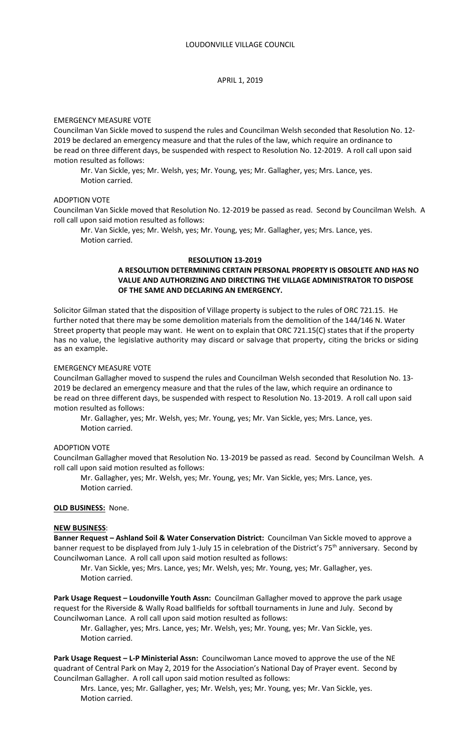EMERGENCY MEASURE VOTE

Councilman Van Sickle moved to suspend the rules and Councilman Welsh seconded that Resolution No. 12-2019 be declared an emergency measure and that the rules of the law, which require an ordinance to be read on three different days, be suspended with respect to Resolution No. 12-2019. A roll call upon said motion resulted as follows:

Mr. Van Sickle, yes; Mr. Welsh, yes; Mr. Young, yes; Mr. Gallagher, yes; Mrs. Lance, yes.
Motion carried.

ADOPTION VOTE

Councilman Van Sickle moved that Resolution No. 12-2019 be passed as read. Second by Councilman Welsh. A roll call upon said motion resulted as follows:

Mr. Van Sickle, yes; Mr. Welsh, yes; Mr. Young, yes; Mr. Gallagher, yes; Mrs. Lance, yes.
Motion carried.

**RESOLUTION 13-2019**

**A RESOLUTION DETERMINING CERTAIN PERSONAL PROPERTY IS OBSOLETE AND HAS NO VALUE AND AUTHORIZING AND DIRECTING THE VILLAGE ADMINISTRATOR TO DISPOSE OF THE SAME AND DECLARING AN EMERGENCY.**

Solicitor Gilman stated that the disposition of Village property is subject to the rules of ORC 721.15. He further noted that there may be some demolition materials from the demolition of the 144/146 N. Water Street property that people may want. He went on to explain that ORC 721.15(C) states that if the property has no value, the legislative authority may discard or salvage that property, citing the bricks or siding as an example.

EMERGENCY MEASURE VOTE

Councilman Gallagher moved to suspend the rules and Councilman Welsh seconded that Resolution No. 13-2019 be declared an emergency measure and that the rules of the law, which require an ordinance to be read on three different days, be suspended with respect to Resolution No. 13-2019. A roll call upon said motion resulted as follows:

Mr. Gallagher, yes; Mr. Welsh, yes; Mr. Young, yes; Mr. Van Sickle, yes; Mrs. Lance, yes.
Motion carried.

ADOPTION VOTE

Councilman Gallagher moved that Resolution No. 13-2019 be passed as read. Second by Councilman Welsh. A roll call upon said motion resulted as follows:

Mr. Gallagher, yes; Mr. Welsh, yes; Mr. Young, yes; Mr. Van Sickle, yes; Mrs. Lance, yes.
Motion carried.

**OLD BUSINESS:** None.

**NEW BUSINESS**:

**Banner Request – Ashland Soil & Water Conservation District:** Councilman Van Sickle moved to approve a banner request to be displayed from July 1-July 15 in celebration of the District's 75th anniversary. Second by Councilwoman Lance. A roll call upon said motion resulted as follows:

Mr. Van Sickle, yes; Mrs. Lance, yes; Mr. Welsh, yes; Mr. Young, yes; Mr. Gallagher, yes.
Motion carried.

**Park Usage Request – Loudonville Youth Assn:** Councilman Gallagher moved to approve the park usage request for the Riverside & Wally Road ballfields for softball tournaments in June and July. Second by Councilwoman Lance. A roll call upon said motion resulted as follows:

Mr. Gallagher, yes; Mrs. Lance, yes; Mr. Welsh, yes; Mr. Young, yes; Mr. Van Sickle, yes.
Motion carried.

**Park Usage Request – L-P Ministerial Assn:** Councilwoman Lance moved to approve the use of the NE quadrant of Central Park on May 2, 2019 for the Association's National Day of Prayer event. Second by Councilman Gallagher. A roll call upon said motion resulted as follows:

Mrs. Lance, yes; Mr. Gallagher, yes; Mr. Welsh, yes; Mr. Young, yes; Mr. Van Sickle, yes.
Motion carried.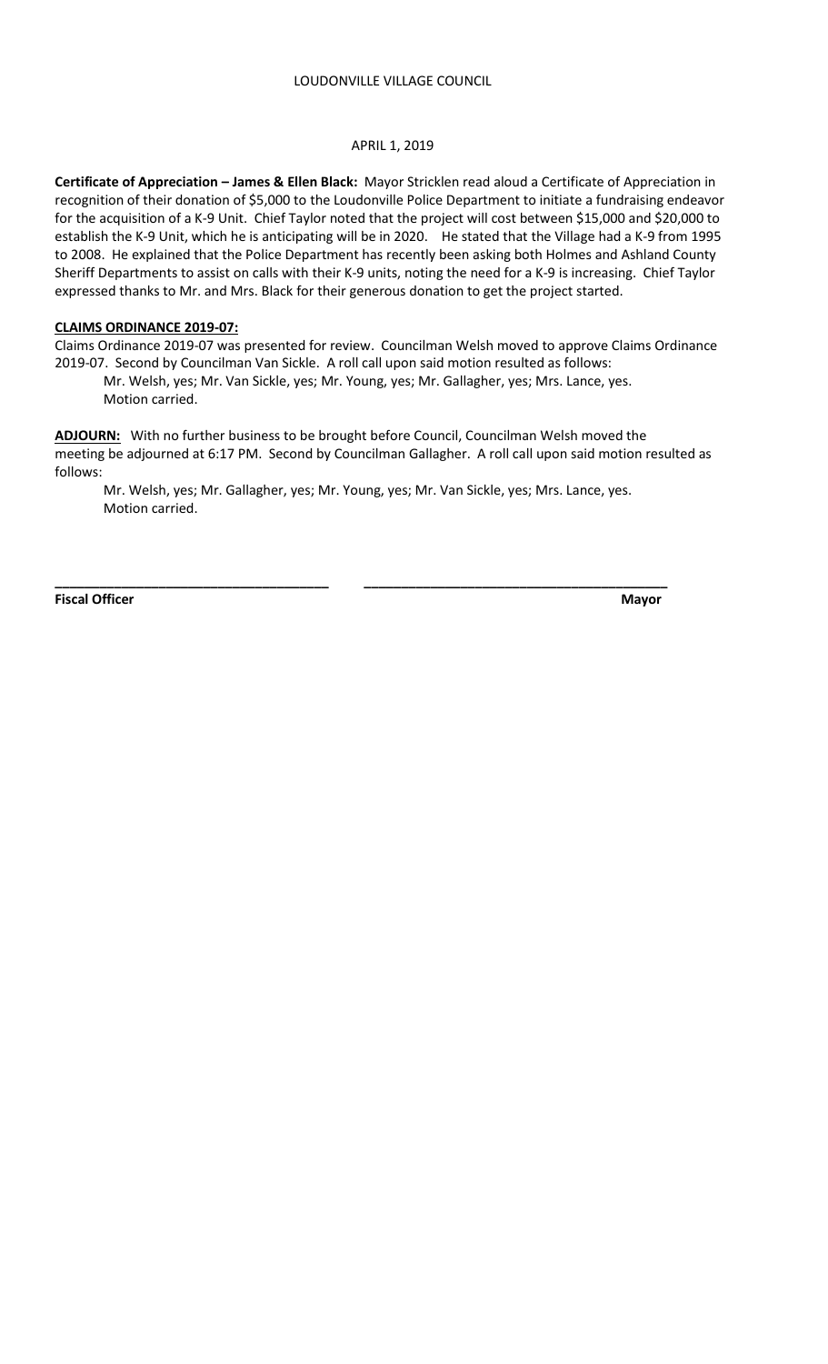LOUDONVILLE VILLAGE COUNCIL

APRIL 1, 2019

**Certificate of Appreciation – James & Ellen Black:** Mayor Stricklen read aloud a Certificate of Appreciation in recognition of their donation of $5,000 to the Loudonville Police Department to initiate a fundraising endeavor for the acquisition of a K-9 Unit. Chief Taylor noted that the project will cost between $15,000 and $20,000 to establish the K-9 Unit, which he is anticipating will be in 2020. He stated that the Village had a K-9 from 1995 to 2008. He explained that the Police Department has recently been asking both Holmes and Ashland County Sheriff Departments to assist on calls with their K-9 units, noting the need for a K-9 is increasing. Chief Taylor expressed thanks to Mr. and Mrs. Black for their generous donation to get the project started.

**CLAIMS ORDINANCE 2019-07:**

Claims Ordinance 2019-07 was presented for review. Councilman Welsh moved to approve Claims Ordinance 2019-07. Second by Councilman Van Sickle. A roll call upon said motion resulted as follows:

Mr. Welsh, yes; Mr. Van Sickle, yes; Mr. Young, yes; Mr. Gallagher, yes; Mrs. Lance, yes.
Motion carried.

**ADJOURN:** With no further business to be brought before Council, Councilman Welsh moved the meeting be adjourned at 6:17 PM. Second by Councilman Gallagher. A roll call upon said motion resulted as follows:

Mr. Welsh, yes; Mr. Gallagher, yes; Mr. Young, yes; Mr. Van Sickle, yes; Mrs. Lance, yes.
Motion carried.

\_\_\_\_\_\_\_\_\_\_\_\_\_\_\_\_\_\_\_\_\_\_\_\_\_\_\_\_\_\_\_\_\_\_\_\_ \_\_\_\_\_\_\_\_\_\_\_\_\_\_\_\_\_\_\_\_\_\_\_\_\_\_\_\_\_\_\_\_\_\_\_\_\_\_\_\_

**Fiscal Officer** **Mayor**